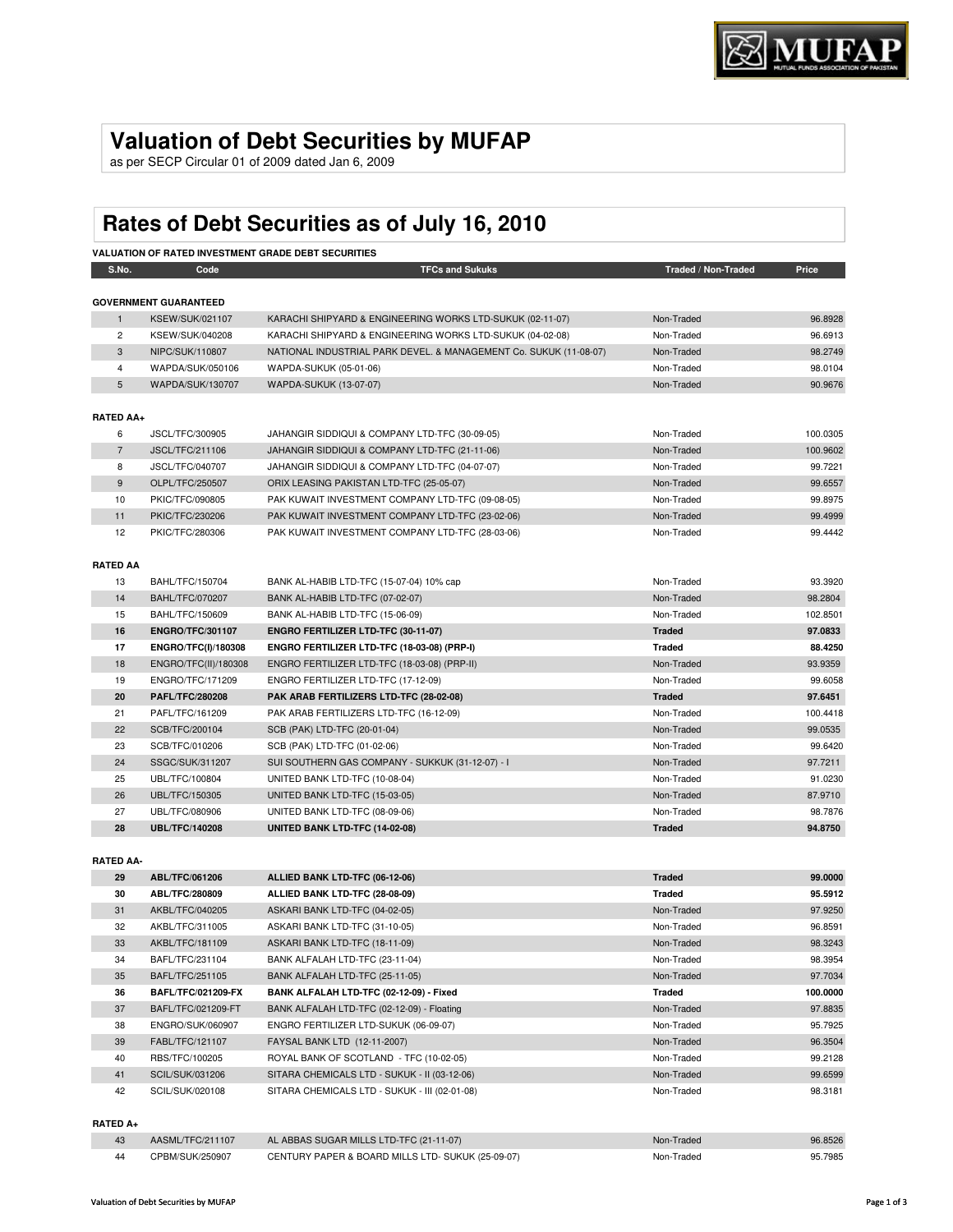# Valuation of Debt Securities by MUFAP

as per SECP Circular 01 of 2009 dated Jan 6, 2009

## Rates of Debt Securities as of July 16, 2010

**VALUATION OF RATED INVESTMENT GRADE DEBT SECURITIES**

| S.No. | Code | TFCs and Sukuks | Traded / Non-Traded | Price |
|---|---|---|---|---|
| **GOVERNMENT GUARANTEED** | | | | |
| 1 | KSEW/SUK/021107 | KARACHI SHIPYARD & ENGINEERING WORKS LTD-SUKUK (02-11-07) | Non-Traded | 96.8928 |
| 2 | KSEW/SUK/040208 | KARACHI SHIPYARD & ENGINEERING WORKS LTD-SUKUK (04-02-08) | Non-Traded | 96.6913 |
| 3 | NIPC/SUK/110807 | NATIONAL INDUSTRIAL PARK DEVEL. & MANAGEMENT Co. SUKUK (11-08-07) | Non-Traded | 98.2749 |
| 4 | WAPDA/SUK/050106 | WAPDA-SUKUK (05-01-06) | Non-Traded | 98.0104 |
| 5 | WAPDA/SUK/130707 | WAPDA-SUKUK (13-07-07) | Non-Traded | 90.9676 |
| **RATED AA+** | | | | |
| 6 | JSCL/TFC/300905 | JAHANGIR SIDDIQUI & COMPANY LTD-TFC (30-09-05) | Non-Traded | 100.0305 |
| 7 | JSCL/TFC/211106 | JAHANGIR SIDDIQUI & COMPANY LTD-TFC (21-11-06) | Non-Traded | 100.9602 |
| 8 | JSCL/TFC/040707 | JAHANGIR SIDDIQUI & COMPANY LTD-TFC (04-07-07) | Non-Traded | 99.7221 |
| 9 | OLPL/TFC/250507 | ORIX LEASING PAKISTAN LTD-TFC (25-05-07) | Non-Traded | 99.6557 |
| 10 | PKIC/TFC/090805 | PAK KUWAIT INVESTMENT COMPANY LTD-TFC (09-08-05) | Non-Traded | 99.8975 |
| 11 | PKIC/TFC/230206 | PAK KUWAIT INVESTMENT COMPANY LTD-TFC (23-02-06) | Non-Traded | 99.4999 |
| 12 | PKIC/TFC/280306 | PAK KUWAIT INVESTMENT COMPANY LTD-TFC (28-03-06) | Non-Traded | 99.4442 |
| **RATED AA** | | | | |
| 13 | BAHL/TFC/150704 | BANK AL-HABIB LTD-TFC (15-07-04) 10% cap | Non-Traded | 93.3920 |
| 14 | BAHL/TFC/070207 | BANK AL-HABIB LTD-TFC (07-02-07) | Non-Traded | 98.2804 |
| 15 | BAHL/TFC/150609 | BANK AL-HABIB LTD-TFC (15-06-09) | Non-Traded | 102.8501 |
| **16** | **ENGRO/TFC/301107** | **ENGRO FERTILIZER LTD-TFC (30-11-07)** | **Traded** | **97.0833** |
| **17** | **ENGRO/TFC(I)/180308** | **ENGRO FERTILIZER LTD-TFC (18-03-08) (PRP-I)** | **Traded** | **88.4250** |
| 18 | ENGRO/TFC(II)/180308 | ENGRO FERTILIZER LTD-TFC (18-03-08) (PRP-II) | Non-Traded | 93.9359 |
| 19 | ENGRO/TFC/171209 | ENGRO FERTILIZER LTD-TFC (17-12-09) | Non-Traded | 99.6058 |
| **20** | **PAFL/TFC/280208** | **PAK ARAB FERTILIZERS LTD-TFC (28-02-08)** | **Traded** | **97.6451** |
| 21 | PAFL/TFC/161209 | PAK ARAB FERTILIZERS LTD-TFC (16-12-09) | Non-Traded | 100.4418 |
| 22 | SCB/TFC/200104 | SCB (PAK) LTD-TFC (20-01-04) | Non-Traded | 99.0535 |
| 23 | SCB/TFC/010206 | SCB (PAK) LTD-TFC (01-02-06) | Non-Traded | 99.6420 |
| 24 | SSGC/SUK/311207 | SUI SOUTHERN GAS COMPANY - SUKKUK (31-12-07) - I | Non-Traded | 97.7211 |
| 25 | UBL/TFC/100804 | UNITED BANK LTD-TFC (10-08-04) | Non-Traded | 91.0230 |
| 26 | UBL/TFC/150305 | UNITED BANK LTD-TFC (15-03-05) | Non-Traded | 87.9710 |
| 27 | UBL/TFC/080906 | UNITED BANK LTD-TFC (08-09-06) | Non-Traded | 98.7876 |
| **28** | **UBL/TFC/140208** | **UNITED BANK LTD-TFC (14-02-08)** | **Traded** | **94.8750** |
| **RATED AA-** | | | | |
| **29** | **ABL/TFC/061206** | **ALLIED BANK LTD-TFC (06-12-06)** | **Traded** | **99.0000** |
| **30** | **ABL/TFC/280809** | **ALLIED BANK LTD-TFC (28-08-09)** | **Traded** | **95.5912** |
| 31 | AKBL/TFC/040205 | ASKARI BANK LTD-TFC (04-02-05) | Non-Traded | 97.9250 |
| 32 | AKBL/TFC/311005 | ASKARI BANK LTD-TFC (31-10-05) | Non-Traded | 96.8591 |
| 33 | AKBL/TFC/181109 | ASKARI BANK LTD-TFC (18-11-09) | Non-Traded | 98.3243 |
| 34 | BAFL/TFC/231104 | BANK ALFALAH LTD-TFC (23-11-04) | Non-Traded | 98.3954 |
| 35 | BAFL/TFC/251105 | BANK ALFALAH LTD-TFC (25-11-05) | Non-Traded | 97.7034 |
| **36** | **BAFL/TFC/021209-FX** | **BANK ALFALAH LTD-TFC (02-12-09) - Fixed** | **Traded** | **100.0000** |
| 37 | BAFL/TFC/021209-FT | BANK ALFALAH LTD-TFC (02-12-09) - Floating | Non-Traded | 97.8835 |
| 38 | ENGRO/SUK/060907 | ENGRO FERTILIZER LTD-SUKUK (06-09-07) | Non-Traded | 95.7925 |
| 39 | FABL/TFC/121107 | FAYSAL BANK LTD (12-11-2007) | Non-Traded | 96.3504 |
| 40 | RBS/TFC/100205 | ROYAL BANK OF SCOTLAND - TFC (10-02-05) | Non-Traded | 99.2128 |
| 41 | SCIL/SUK/031206 | SITARA CHEMICALS LTD - SUKUK - II (03-12-06) | Non-Traded | 99.6599 |
| 42 | SCIL/SUK/020108 | SITARA CHEMICALS LTD - SUKUK - III (02-01-08) | Non-Traded | 98.3181 |
| **RATED A+** | | | | |
| 43 | AASML/TFC/211107 | AL ABBAS SUGAR MILLS LTD-TFC (21-11-07) | Non-Traded | 96.8526 |
| 44 | CPBM/SUK/250907 | CENTURY PAPER & BOARD MILLS LTD- SUKUK (25-09-07) | Non-Traded | 95.7985 |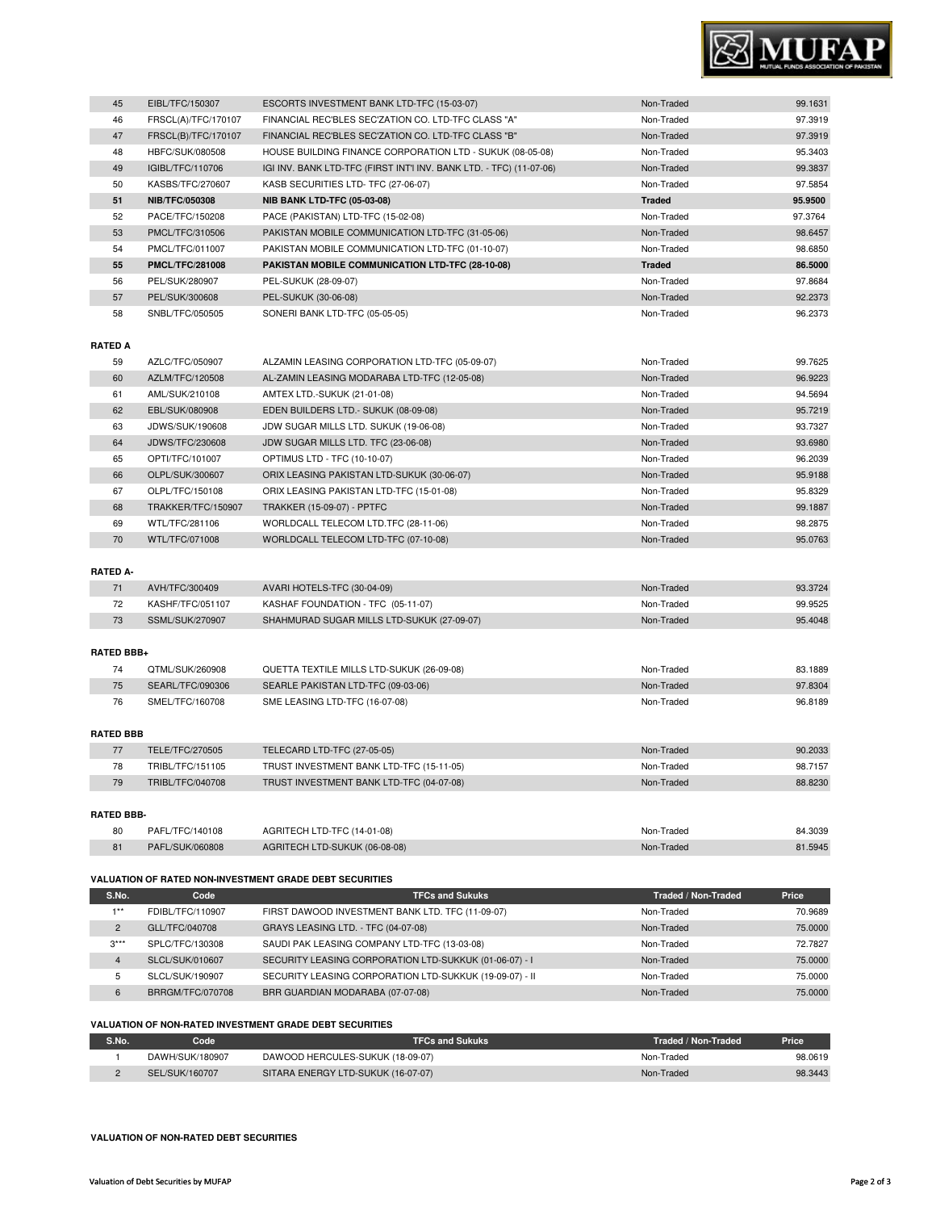| | | | | |
|---|---|---|---|---|
| 45 | EIBL/TFC/150307 | ESCORTS INVESTMENT BANK LTD-TFC (15-03-07) | Non-Traded | 99.1631 |
| 46 | FRSCL(A)/TFC/170107 | FINANCIAL REC'BLES SEC'ZATION CO. LTD-TFC CLASS "A" | Non-Traded | 97.3919 |
| 47 | FRSCL(B)/TFC/170107 | FINANCIAL REC'BLES SEC'ZATION CO. LTD-TFC CLASS "B" | Non-Traded | 97.3919 |
| 48 | HBFC/SUK/080508 | HOUSE BUILDING FINANCE CORPORATION LTD - SUKUK (08-05-08) | Non-Traded | 95.3403 |
| 49 | IGIBL/TFC/110706 | IGI INV. BANK LTD-TFC (FIRST INT'I INV. BANK LTD. - TFC) (11-07-06) | Non-Traded | 99.3837 |
| 50 | KASBS/TFC/270607 | KASB SECURITIES LTD- TFC (27-06-07) | Non-Traded | 97.5854 |
| **51** | **NIB/TFC/050308** | **NIB BANK LTD-TFC (05-03-08)** | **Traded** | **95.9500** |
| 52 | PACE/TFC/150208 | PACE (PAKISTAN) LTD-TFC (15-02-08) | Non-Traded | 97.3764 |
| 53 | PMCL/TFC/310506 | PAKISTAN MOBILE COMMUNICATION LTD-TFC (31-05-06) | Non-Traded | 98.6457 |
| 54 | PMCL/TFC/011007 | PAKISTAN MOBILE COMMUNICATION LTD-TFC (01-10-07) | Non-Traded | 98.6850 |
| **55** | **PMCL/TFC/281008** | **PAKISTAN MOBILE COMMUNICATION LTD-TFC (28-10-08)** | **Traded** | **86.5000** |
| 56 | PEL/SUK/280907 | PEL-SUKUK (28-09-07) | Non-Traded | 97.8684 |
| 57 | PEL/SUK/300608 | PEL-SUKUK (30-06-08) | Non-Traded | 92.2373 |
| 58 | SNBL/TFC/050505 | SONERI BANK LTD-TFC (05-05-05) | Non-Traded | 96.2373 |

**RATED A**

| | | | | |
|---|---|---|---|---|
| 59 | AZLC/TFC/050907 | ALZAMIN LEASING CORPORATION LTD-TFC (05-09-07) | Non-Traded | 99.7625 |
| 60 | AZLM/TFC/120508 | AL-ZAMIN LEASING MODARABA LTD-TFC (12-05-08) | Non-Traded | 96.9223 |
| 61 | AML/SUK/210108 | AMTEX LTD.-SUKUK (21-01-08) | Non-Traded | 94.5694 |
| 62 | EBL/SUK/080908 | EDEN BUILDERS LTD.- SUKUK (08-09-08) | Non-Traded | 95.7219 |
| 63 | JDWS/SUK/190608 | JDW SUGAR MILLS LTD. SUKUK (19-06-08) | Non-Traded | 93.7327 |
| 64 | JDWS/TFC/230608 | JDW SUGAR MILLS LTD. TFC (23-06-08) | Non-Traded | 93.6980 |
| 65 | OPTI/TFC/101007 | OPTIMUS LTD - TFC (10-10-07) | Non-Traded | 96.2039 |
| 66 | OLPL/SUK/300607 | ORIX LEASING PAKISTAN LTD-SUKUK (30-06-07) | Non-Traded | 95.9188 |
| 67 | OLPL/TFC/150108 | ORIX LEASING PAKISTAN LTD-TFC (15-01-08) | Non-Traded | 95.8329 |
| 68 | TRAKKER/TFC/150907 | TRAKKER (15-09-07) - PPTFC | Non-Traded | 99.1887 |
| 69 | WTL/TFC/281106 | WORLDCALL TELECOM LTD.TFC (28-11-06) | Non-Traded | 98.2875 |
| 70 | WTL/TFC/071008 | WORLDCALL TELECOM LTD-TFC (07-10-08) | Non-Traded | 95.0763 |

**RATED A-**

| | | | | |
|---|---|---|---|---|
| 71 | AVH/TFC/300409 | AVARI HOTELS-TFC (30-04-09) | Non-Traded | 93.3724 |
| 72 | KASHF/TFC/051107 | KASHAF FOUNDATION - TFC (05-11-07) | Non-Traded | 99.9525 |
| 73 | SSML/SUK/270907 | SHAHMURAD SUGAR MILLS LTD-SUKUK (27-09-07) | Non-Traded | 95.4048 |

**RATED BBB+**

| | | | | |
|---|---|---|---|---|
| 74 | QTML/SUK/260908 | QUETTA TEXTILE MILLS LTD-SUKUK (26-09-08) | Non-Traded | 83.1889 |
| 75 | SEARL/TFC/090306 | SEARLE PAKISTAN LTD-TFC (09-03-06) | Non-Traded | 97.8304 |
| 76 | SMEL/TFC/160708 | SME LEASING LTD-TFC (16-07-08) | Non-Traded | 96.8189 |

**RATED BBB**

| | | | | |
|---|---|---|---|---|
| 77 | TELE/TFC/270505 | TELECARD LTD-TFC (27-05-05) | Non-Traded | 90.2033 |
| 78 | TRIBL/TFC/151105 | TRUST INVESTMENT BANK LTD-TFC (15-11-05) | Non-Traded | 98.7157 |
| 79 | TRIBL/TFC/040708 | TRUST INVESTMENT BANK LTD-TFC (04-07-08) | Non-Traded | 88.8230 |

**RATED BBB-**

| | | | | |
|---|---|---|---|---|
| 80 | PAFL/TFC/140108 | AGRITECH LTD-TFC (14-01-08) | Non-Traded | 84.3039 |
| 81 | PAFL/SUK/060808 | AGRITECH LTD-SUKUK (06-08-08) | Non-Traded | 81.5945 |

**VALUATION OF RATED NON-INVESTMENT GRADE DEBT SECURITIES**

| S.No. | Code | TFCs and Sukuks | Traded / Non-Traded | Price |
|---|---|---|---|---|
| 1** | FDIBL/TFC/110907 | FIRST DAWOOD INVESTMENT BANK LTD. TFC (11-09-07) | Non-Traded | 70.9689 |
| 2 | GLL/TFC/040708 | GRAYS LEASING LTD. - TFC (04-07-08) | Non-Traded | 75.0000 |
| 3*** | SPLC/TFC/130308 | SAUDI PAK LEASING COMPANY LTD-TFC (13-03-08) | Non-Traded | 72.7827 |
| 4 | SLCL/SUK/010607 | SECURITY LEASING CORPORATION LTD-SUKKUK (01-06-07) - I | Non-Traded | 75.0000 |
| 5 | SLCL/SUK/190907 | SECURITY LEASING CORPORATION LTD-SUKKUK (19-09-07) - II | Non-Traded | 75.0000 |
| 6 | BRRGM/TFC/070708 | BRR GUARDIAN MODARABA (07-07-08) | Non-Traded | 75.0000 |

**VALUATION OF NON-RATED INVESTMENT GRADE DEBT SECURITIES**

| S.No. | Code | TFCs and Sukuks | Traded / Non-Traded | Price |
|---|---|---|---|---|
| 1 | DAWH/SUK/180907 | DAWOOD HERCULES-SUKUK (18-09-07) | Non-Traded | 98.0619 |
| 2 | SEL/SUK/160707 | SITARA ENERGY LTD-SUKUK (16-07-08) | Non-Traded | 98.3443 |

**VALUATION OF NON-RATED DEBT SECURITIES**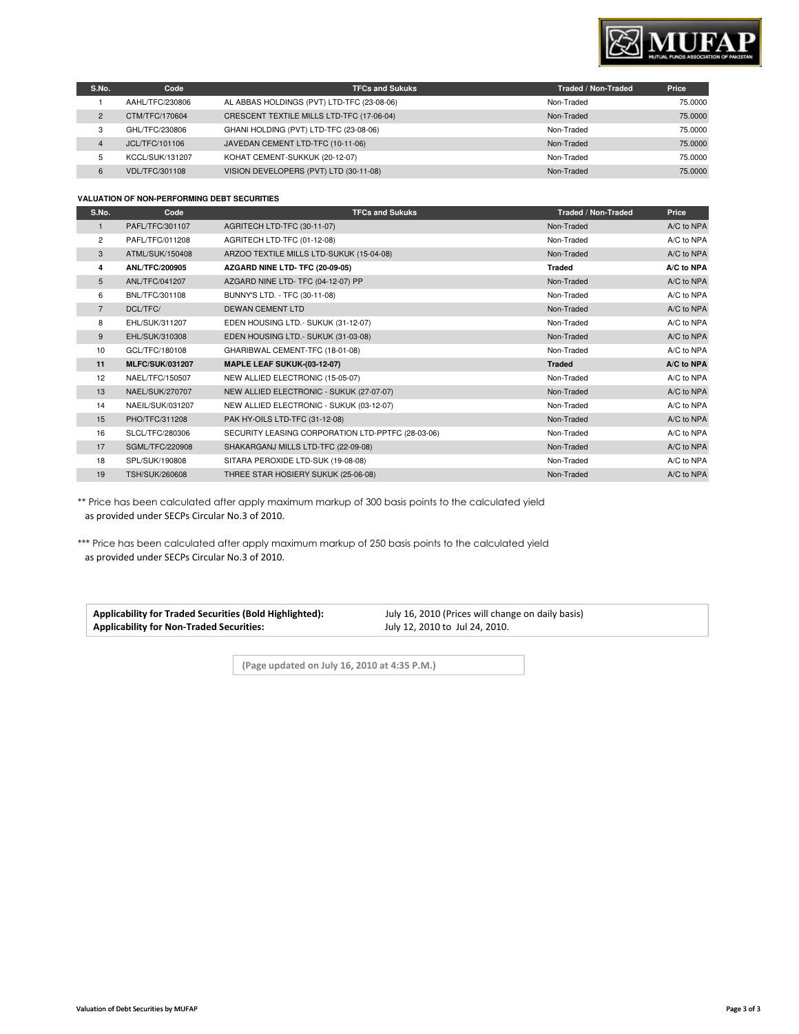| S.No. | Code | TFCs and Sukuks | Traded / Non-Traded | Price |
|---|---|---|---|---|
| 1 | AAHL/TFC/230806 | AL ABBAS HOLDINGS (PVT) LTD-TFC (23-08-06) | Non-Traded | 75.0000 |
| 2 | CTM/TFC/170604 | CRESCENT TEXTILE MILLS LTD-TFC (17-06-04) | Non-Traded | 75.0000 |
| 3 | GHL/TFC/230806 | GHANI HOLDING (PVT) LTD-TFC (23-08-06) | Non-Traded | 75.0000 |
| 4 | JCL/TFC/101106 | JAVEDAN CEMENT LTD-TFC (10-11-06) | Non-Traded | 75.0000 |
| 5 | KCCL/SUK/131207 | KOHAT CEMENT-SUKKUK (20-12-07) | Non-Traded | 75.0000 |
| 6 | VDL/TFC/301108 | VISION DEVELOPERS (PVT) LTD (30-11-08) | Non-Traded | 75.0000 |

**VALUATION OF NON-PERFORMING DEBT SECURITIES**

| S.No. | Code | TFCs and Sukuks | Traded / Non-Traded | Price |
|---|---|---|---|---|
| 1 | PAFL/TFC/301107 | AGRITECH LTD-TFC (30-11-07) | Non-Traded | A/C to NPA |
| 2 | PAFL/TFC/011208 | AGRITECH LTD-TFC (01-12-08) | Non-Traded | A/C to NPA |
| 3 | ATML/SUK/150408 | ARZOO TEXTILE MILLS LTD-SUKUK (15-04-08) | Non-Traded | A/C to NPA |
| **4** | **ANL/TFC/200905** | **AZGARD NINE LTD- TFC (20-09-05)** | **Traded** | **A/C to NPA** |
| 5 | ANL/TFC/041207 | AZGARD NINE LTD- TFC (04-12-07) PP | Non-Traded | A/C to NPA |
| 6 | BNL/TFC/301108 | BUNNY'S LTD. - TFC (30-11-08) | Non-Traded | A/C to NPA |
| 7 | DCL/TFC/ | DEWAN CEMENT LTD | Non-Traded | A/C to NPA |
| 8 | EHL/SUK/311207 | EDEN HOUSING LTD.- SUKUK (31-12-07) | Non-Traded | A/C to NPA |
| 9 | EHL/SUK/310308 | EDEN HOUSING LTD.- SUKUK (31-03-08) | Non-Traded | A/C to NPA |
| 10 | GCL/TFC/180108 | GHARIBWAL CEMENT-TFC (18-01-08) | Non-Traded | A/C to NPA |
| **11** | **MLFC/SUK/031207** | **MAPLE LEAF SUKUK-(03-12-07)** | **Traded** | **A/C to NPA** |
| 12 | NAEL/TFC/150507 | NEW ALLIED ELECTRONIC (15-05-07) | Non-Traded | A/C to NPA |
| 13 | NAEL/SUK/270707 | NEW ALLIED ELECTRONIC - SUKUK (27-07-07) | Non-Traded | A/C to NPA |
| 14 | NAEIL/SUK/031207 | NEW ALLIED ELECTRONIC - SUKUK (03-12-07) | Non-Traded | A/C to NPA |
| 15 | PHO/TFC/311208 | PAK HY-OILS LTD-TFC (31-12-08) | Non-Traded | A/C to NPA |
| 16 | SLCL/TFC/280306 | SECURITY LEASING CORPORATION LTD-PPTFC (28-03-06) | Non-Traded | A/C to NPA |
| 17 | SGML/TFC/220908 | SHAKARGANJ MILLS LTD-TFC (22-09-08) | Non-Traded | A/C to NPA |
| 18 | SPL/SUK/190808 | SITARA PEROXIDE LTD-SUK (19-08-08) | Non-Traded | A/C to NPA |
| 19 | TSH/SUK/260608 | THREE STAR HOSIERY SUKUK (25-06-08) | Non-Traded | A/C to NPA |

** Price has been calculated after apply maximum markup of 300 basis points to the calculated yield as provided under SECPs Circular No.3 of 2010.

*** Price has been calculated after apply maximum markup of 250 basis points to the calculated yield as provided under SECPs Circular No.3 of 2010.

| | |
|---|---|
| **Applicability for Traded Securities (Bold Highlighted):** | July 16, 2010 (Prices will change on daily basis) |
| **Applicability for Non-Traded Securities:** | July 12, 2010 to Jul 24, 2010. |

**(Page updated on July 16, 2010 at 4:35 P.M.)**